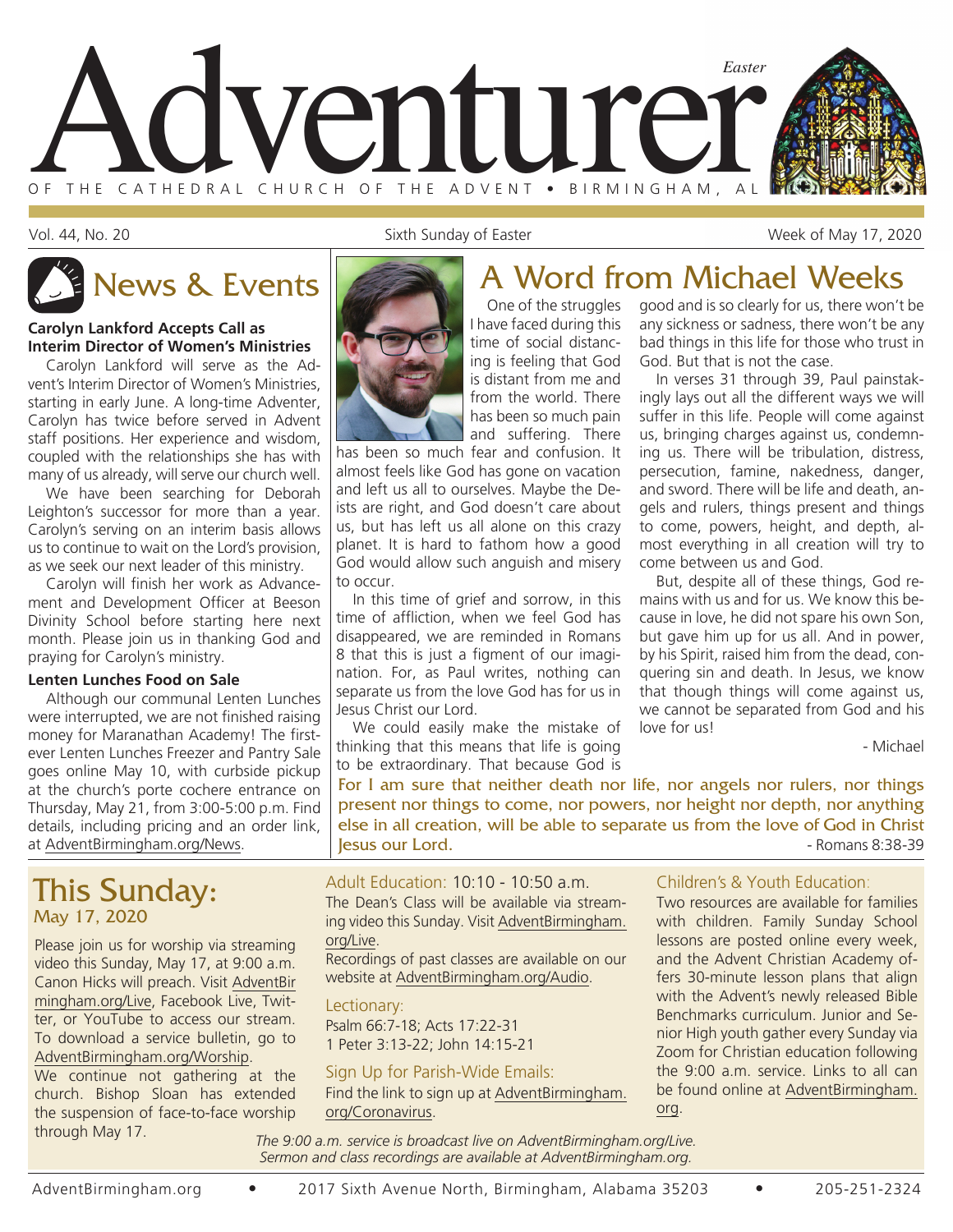# Adventurer

*Easter*

OF THE CATHEDRAL CHURCH OF THE ADVENT • BIRMINGHAM, AL

Vol. 44, No. 20 — Sixth Sunday of Easter — Week of May 17, 2020

## News & Events

**Carolyn Lankford Accepts Call as Interim Director of Women's Ministries**

Carolyn Lankford will serve as the Advent's Interim Director of Women's Ministries, starting in early June. A long-time Adventer, Carolyn has twice before served in Advent staff positions. Her experience and wisdom, coupled with the relationships she has with many of us already, will serve our church well.

We have been searching for Deborah Leighton's successor for more than a year. Carolyn's serving on an interim basis allows us to continue to wait on the Lord's provision, as we seek our next leader of this ministry.

Carolyn will finish her work as Advancement and Development Officer at Beeson Divinity School before starting here next month. Please join us in thanking God and praying for Carolyn's ministry.

**Lenten Lunches Food on Sale**

Although our communal Lenten Lunches were interrupted, we are not finished raising money for Maranathan Academy! The first-ever Lenten Lunches Freezer and Pantry Sale goes online May 10, with curbside pickup at the church's porte cochere entrance on Thursday, May 21, from 3:00-5:00 p.m. Find details, including pricing and an order link, at AdventBirmingham.org/News.

## A Word from Michael Weeks

One of the struggles I have faced during this time of social distancing is feeling that God is distant from me and from the world. There has been so much pain and suffering. There has been so much fear and confusion. It almost feels like God has gone on vacation and left us all to ourselves. Maybe the Deists are right, and God doesn't care about us, but has left us all alone on this crazy planet. It is hard to fathom how a good God would allow such anguish and misery to occur.

In this time of grief and sorrow, in this time of affliction, when we feel God has disappeared, we are reminded in Romans 8 that this is just a figment of our imagination. For, as Paul writes, nothing can separate us from the love God has for us in Jesus Christ our Lord.

We could easily make the mistake of thinking that this means that life is going to be extraordinary. That because God is good and is so clearly for us, there won't be any sickness or sadness, there won't be any bad things in this life for those who trust in God. But that is not the case.

In verses 31 through 39, Paul painstakingly lays out all the different ways we will suffer in this life. People will come against us, bringing charges against us, condemning us. There will be tribulation, distress, persecution, famine, nakedness, danger, and sword. There will be life and death, angels and rulers, things present and things to come, powers, height, and depth, almost everything in all creation will try to come between us and God.

But, despite all of these things, God remains with us and for us. We know this because in love, he did not spare his own Son, but gave him up for us all. And in power, by his Spirit, raised him from the dead, conquering sin and death. In Jesus, we know that though things will come against us, we cannot be separated from God and his love for us!

- Michael

**For I am sure that neither death nor life, nor angels nor rulers, nor things present nor things to come, nor powers, nor height nor depth, nor anything else in all creation, will be able to separate us from the love of God in Christ Jesus our Lord.**
- Romans 8:38-39

## This Sunday:
### May 17, 2020

Please join us for worship via streaming video this Sunday, May 17, at 9:00 a.m. Canon Hicks will preach. Visit AdventBirmingham.org/Live, Facebook Live, Twitter, or YouTube to access our stream. To download a service bulletin, go to AdventBirmingham.org/Worship.

We continue not gathering at the church. Bishop Sloan has extended the suspension of face-to-face worship through May 17.

**Adult Education:** 10:10 - 10:50 a.m.
The Dean's Class will be available via streaming video this Sunday. Visit AdventBirmingham.org/Live.
Recordings of past classes are available on our website at AdventBirmingham.org/Audio.

**Lectionary:**
Psalm 66:7-18; Acts 17:22-31
1 Peter 3:13-22; John 14:15-21

**Sign Up for Parish-Wide Emails:**
Find the link to sign up at AdventBirmingham.org/Coronavirus.

**Children's & Youth Education:**
Two resources are available for families with children. Family Sunday School lessons are posted online every week, and the Advent Christian Academy offers 30-minute lesson plans that align with the Advent's newly released Bible Benchmarks curriculum. Junior and Senior High youth gather every Sunday via Zoom for Christian education following the 9:00 a.m. service. Links to all can be found online at AdventBirmingham.org.

*The 9:00 a.m. service is broadcast live on AdventBirmingham.org/Live.*
*Sermon and class recordings are available at AdventBirmingham.org.*

AdventBirmingham.org • 2017 Sixth Avenue North, Birmingham, Alabama 35203 • 205-251-2324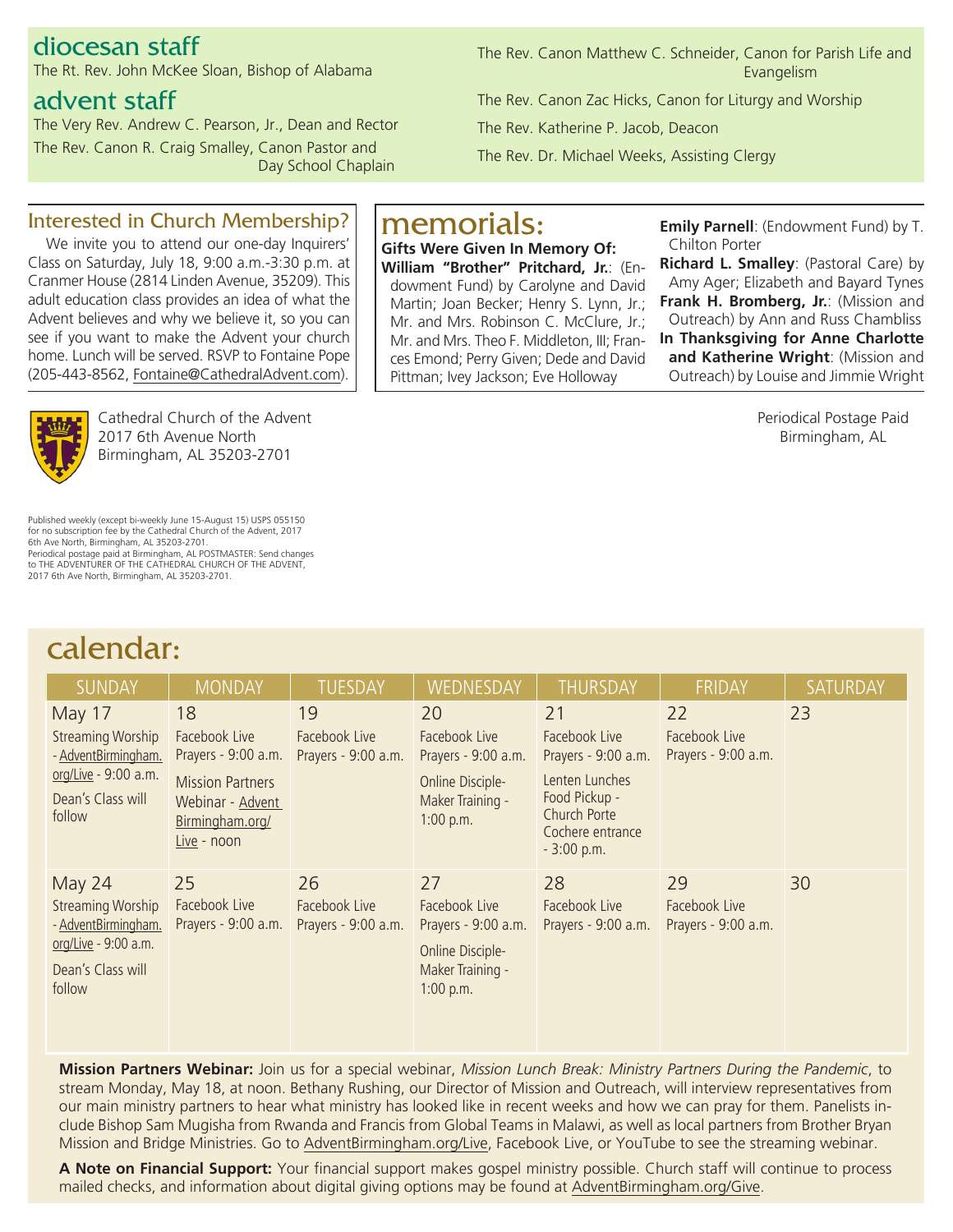## diocesan staff

The Rt. Rev. John McKee Sloan, Bishop of Alabama

## advent staff

The Very Rev. Andrew C. Pearson, Jr., Dean and Rector

The Rev. Canon R. Craig Smalley, Canon Pastor and Day School Chaplain

The Rev. Canon Matthew C. Schneider, Canon for Parish Life and Evangelism

The Rev. Canon Zac Hicks, Canon for Liturgy and Worship

The Rev. Katherine P. Jacob, Deacon

The Rev. Dr. Michael Weeks, Assisting Clergy

### Interested in Church Membership?

We invite you to attend our one-day Inquirers' Class on Saturday, July 18, 9:00 a.m.-3:30 p.m. at Cranmer House (2814 Linden Avenue, 35209). This adult education class provides an idea of what the Advent believes and why we believe it, so you can see if you want to make the Advent your church home. Lunch will be served. RSVP to Fontaine Pope (205-443-8562, Fontaine@CathedralAdvent.com).

## memorials:

**Gifts Were Given In Memory Of:**

**William "Brother" Pritchard, Jr.**: (Endowment Fund) by Carolyne and David Martin; Joan Becker; Henry S. Lynn, Jr.; Mr. and Mrs. Robinson C. McClure, Jr.; Mr. and Mrs. Theo F. Middleton, III; Frances Emond; Perry Given; Dede and David Pittman; Ivey Jackson; Eve Holloway

**Emily Parnell**: (Endowment Fund) by T. Chilton Porter

**Richard L. Smalley**: (Pastoral Care) by Amy Ager; Elizabeth and Bayard Tynes

**Frank H. Bromberg, Jr.**: (Mission and Outreach) by Ann and Russ Chambliss

**In Thanksgiving for Anne Charlotte and Katherine Wright**: (Mission and Outreach) by Louise and Jimmie Wright

Cathedral Church of the Advent
2017 6th Avenue North
Birmingham, AL 35203-2701

Periodical Postage Paid
Birmingham, AL

Published weekly (except bi-weekly June 15-August 15) USPS 055150 for no subscription fee by the Cathedral Church of the Advent, 2017 6th Ave North, Birmingham, AL 35203-2701.
Periodical postage paid at Birmingham, AL POSTMASTER: Send changes to THE ADVENTURER OF THE CATHEDRAL CHURCH OF THE ADVENT, 2017 6th Ave North, Birmingham, AL 35203-2701.

## calendar:

| SUNDAY | MONDAY | TUESDAY | WEDNESDAY | THURSDAY | FRIDAY | SATURDAY |
|---|---|---|---|---|---|---|
| May 17<br>Streaming Worship - AdventBirmingham.org/Live - 9:00 a.m.<br>Dean's Class will follow | 18<br>Facebook Live Prayers - 9:00 a.m.<br>Mission Partners Webinar - AdventBirmingham.org/Live - noon | 19<br>Facebook Live Prayers - 9:00 a.m. | 20<br>Facebook Live Prayers - 9:00 a.m.<br>Online Disciple-Maker Training - 1:00 p.m. | 21<br>Facebook Live Prayers - 9:00 a.m.<br>Lenten Lunches Food Pickup - Church Porte Cochere entrance - 3:00 p.m. | 22<br>Facebook Live Prayers - 9:00 a.m. | 23 |
| May 24<br>Streaming Worship - AdventBirmingham.org/Live - 9:00 a.m.<br>Dean's Class will follow | 25<br>Facebook Live Prayers - 9:00 a.m. | 26<br>Facebook Live Prayers - 9:00 a.m. | 27<br>Facebook Live Prayers - 9:00 a.m.<br>Online Disciple-Maker Training - 1:00 p.m. | 28<br>Facebook Live Prayers - 9:00 a.m. | 29<br>Facebook Live Prayers - 9:00 a.m. | 30 |

**Mission Partners Webinar:** Join us for a special webinar, *Mission Lunch Break: Ministry Partners During the Pandemic*, to stream Monday, May 18, at noon. Bethany Rushing, our Director of Mission and Outreach, will interview representatives from our main ministry partners to hear what ministry has looked like in recent weeks and how we can pray for them. Panelists include Bishop Sam Mugisha from Rwanda and Francis from Global Teams in Malawi, as well as local partners from Brother Bryan Mission and Bridge Ministries. Go to AdventBirmingham.org/Live, Facebook Live, or YouTube to see the streaming webinar.

**A Note on Financial Support:** Your financial support makes gospel ministry possible. Church staff will continue to process mailed checks, and information about digital giving options may be found at AdventBirmingham.org/Give.